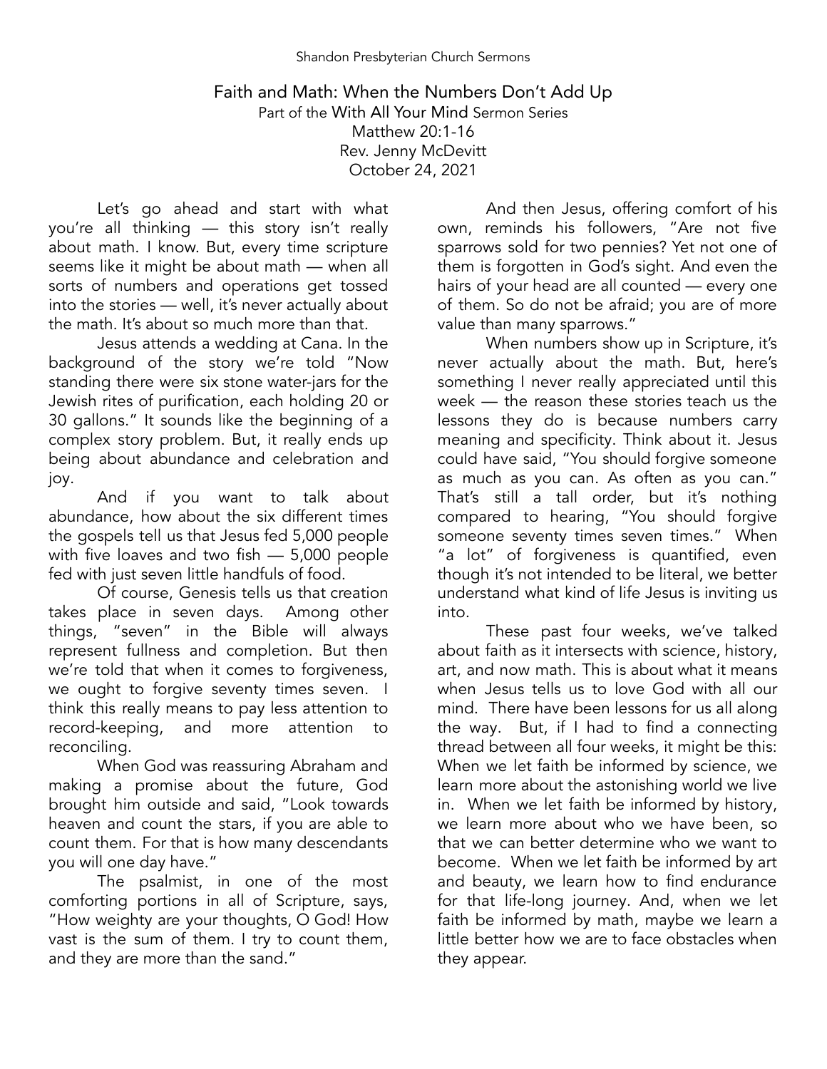# Faith and Math: When the Numbers Don't Add Up

Part of the With All Your Mind Sermon Series
Matthew 20:1-16
Rev. Jenny McDevitt
October 24, 2021

Let's go ahead and start with what you're all thinking — this story isn't really about math. I know. But, every time scripture seems like it might be about math — when all sorts of numbers and operations get tossed into the stories — well, it's never actually about the math. It's about so much more than that.

Jesus attends a wedding at Cana. In the background of the story we're told "Now standing there were six stone water-jars for the Jewish rites of purification, each holding 20 or 30 gallons." It sounds like the beginning of a complex story problem. But, it really ends up being about abundance and celebration and joy.

And if you want to talk about abundance, how about the six different times the gospels tell us that Jesus fed 5,000 people with five loaves and two fish — 5,000 people fed with just seven little handfuls of food.

Of course, Genesis tells us that creation takes place in seven days. Among other things, "seven" in the Bible will always represent fullness and completion. But then we're told that when it comes to forgiveness, we ought to forgive seventy times seven. I think this really means to pay less attention to record-keeping, and more attention to reconciling.

When God was reassuring Abraham and making a promise about the future, God brought him outside and said, "Look towards heaven and count the stars, if you are able to count them. For that is how many descendants you will one day have."

The psalmist, in one of the most comforting portions in all of Scripture, says, "How weighty are your thoughts, O God! How vast is the sum of them. I try to count them, and they are more than the sand."

And then Jesus, offering comfort of his own, reminds his followers, "Are not five sparrows sold for two pennies? Yet not one of them is forgotten in God's sight. And even the hairs of your head are all counted — every one of them. So do not be afraid; you are of more value than many sparrows."

When numbers show up in Scripture, it's never actually about the math. But, here's something I never really appreciated until this week — the reason these stories teach us the lessons they do is because numbers carry meaning and specificity. Think about it. Jesus could have said, "You should forgive someone as much as you can. As often as you can." That's still a tall order, but it's nothing compared to hearing, "You should forgive someone seventy times seven times." When "a lot" of forgiveness is quantified, even though it's not intended to be literal, we better understand what kind of life Jesus is inviting us into.

These past four weeks, we've talked about faith as it intersects with science, history, art, and now math. This is about what it means when Jesus tells us to love God with all our mind. There have been lessons for us all along the way. But, if I had to find a connecting thread between all four weeks, it might be this: When we let faith be informed by science, we learn more about the astonishing world we live in. When we let faith be informed by history, we learn more about who we have been, so that we can better determine who we want to become. When we let faith be informed by art and beauty, we learn how to find endurance for that life-long journey. And, when we let faith be informed by math, maybe we learn a little better how we are to face obstacles when they appear.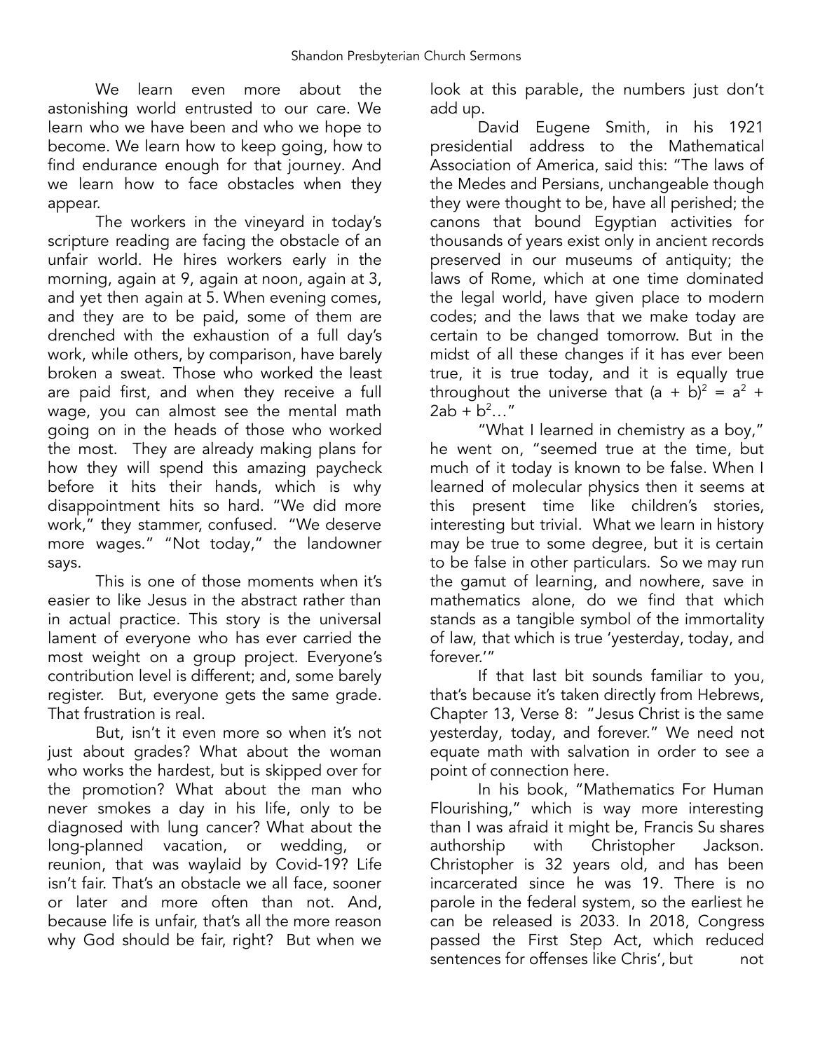We learn even more about the astonishing world entrusted to our care. We learn who we have been and who we hope to become. We learn how to keep going, how to find endurance enough for that journey. And we learn how to face obstacles when they appear.

The workers in the vineyard in today's scripture reading are facing the obstacle of an unfair world. He hires workers early in the morning, again at 9, again at noon, again at 3, and yet then again at 5. When evening comes, and they are to be paid, some of them are drenched with the exhaustion of a full day's work, while others, by comparison, have barely broken a sweat. Those who worked the least are paid first, and when they receive a full wage, you can almost see the mental math going on in the heads of those who worked the most. They are already making plans for how they will spend this amazing paycheck before it hits their hands, which is why disappointment hits so hard. "We did more work," they stammer, confused. "We deserve more wages." "Not today," the landowner says.

This is one of those moments when it's easier to like Jesus in the abstract rather than in actual practice. This story is the universal lament of everyone who has ever carried the most weight on a group project. Everyone's contribution level is different; and, some barely register. But, everyone gets the same grade. That frustration is real.

But, isn't it even more so when it's not just about grades? What about the woman who works the hardest, but is skipped over for the promotion? What about the man who never smokes a day in his life, only to be diagnosed with lung cancer? What about the long-planned vacation, or wedding, or reunion, that was waylaid by Covid-19? Life isn't fair. That's an obstacle we all face, sooner or later and more often than not. And, because life is unfair, that's all the more reason why God should be fair, right? But when we look at this parable, the numbers just don't add up.

David Eugene Smith, in his 1921 presidential address to the Mathematical Association of America, said this: "The laws of the Medes and Persians, unchangeable though they were thought to be, have all perished; the canons that bound Egyptian activities for thousands of years exist only in ancient records preserved in our museums of antiquity; the laws of Rome, which at one time dominated the legal world, have given place to modern codes; and the laws that we make today are certain to be changed tomorrow. But in the midst of all these changes if it has ever been true, it is true today, and it is equally true throughout the universe that $(a + b)^2 = a^2 + 2ab + b^2$…"

"What I learned in chemistry as a boy," he went on, "seemed true at the time, but much of it today is known to be false. When I learned of molecular physics then it seems at this present time like children's stories, interesting but trivial. What we learn in history may be true to some degree, but it is certain to be false in other particulars. So we may run the gamut of learning, and nowhere, save in mathematics alone, do we find that which stands as a tangible symbol of the immortality of law, that which is true 'yesterday, today, and forever.'"

If that last bit sounds familiar to you, that's because it's taken directly from Hebrews, Chapter 13, Verse 8: "Jesus Christ is the same yesterday, today, and forever." We need not equate math with salvation in order to see a point of connection here.

In his book, "Mathematics For Human Flourishing," which is way more interesting than I was afraid it might be, Francis Su shares authorship with Christopher Jackson. Christopher is 32 years old, and has been incarcerated since he was 19. There is no parole in the federal system, so the earliest he can be released is 2033. In 2018, Congress passed the First Step Act, which reduced sentences for offenses like Chris', but not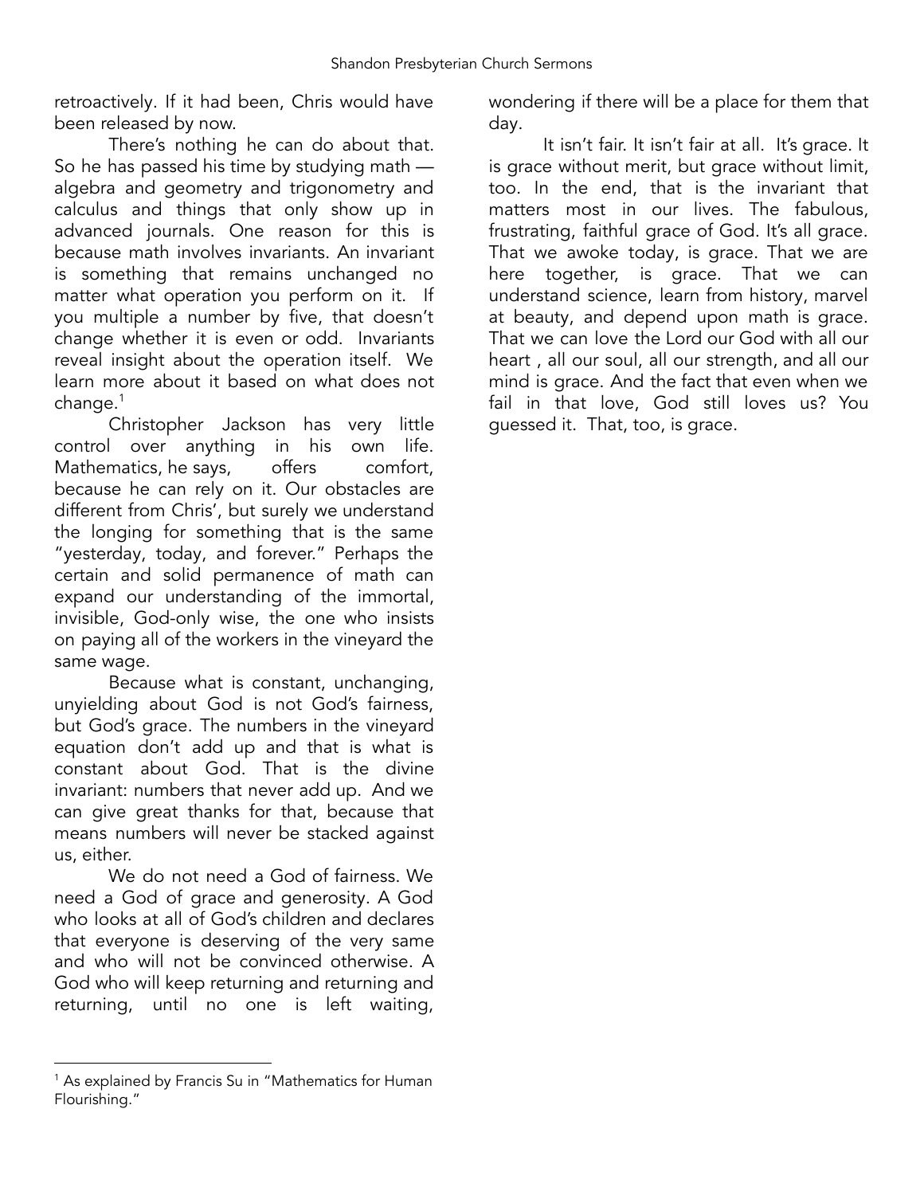retroactively. If it had been, Chris would have been released by now.

There's nothing he can do about that. So he has passed his time by studying math — algebra and geometry and trigonometry and calculus and things that only show up in advanced journals. One reason for this is because math involves invariants. An invariant is something that remains unchanged no matter what operation you perform on it. If you multiple a number by five, that doesn't change whether it is even or odd. Invariants reveal insight about the operation itself. We learn more about it based on what does not change.[1]

Christopher Jackson has very little control over anything in his own life. Mathematics, he says, offers comfort, because he can rely on it. Our obstacles are different from Chris', but surely we understand the longing for something that is the same "yesterday, today, and forever." Perhaps the certain and solid permanence of math can expand our understanding of the immortal, invisible, God-only wise, the one who insists on paying all of the workers in the vineyard the same wage.

Because what is constant, unchanging, unyielding about God is not God's fairness, but God's grace. The numbers in the vineyard equation don't add up and that is what is constant about God. That is the divine invariant: numbers that never add up. And we can give great thanks for that, because that means numbers will never be stacked against us, either.

We do not need a God of fairness. We need a God of grace and generosity. A God who looks at all of God's children and declares that everyone is deserving of the very same and who will not be convinced otherwise. A God who will keep returning and returning and returning, until no one is left waiting, wondering if there will be a place for them that day.

It isn't fair. It isn't fair at all. It's grace. It is grace without merit, but grace without limit, too. In the end, that is the invariant that matters most in our lives. The fabulous, frustrating, faithful grace of God. It's all grace. That we awoke today, is grace. That we are here together, is grace. That we can understand science, learn from history, marvel at beauty, and depend upon math is grace. That we can love the Lord our God with all our heart , all our soul, all our strength, and all our mind is grace. And the fact that even when we fail in that love, God still loves us? You guessed it. That, too, is grace.

---

[1] As explained by Francis Su in "Mathematics for Human Flourishing."